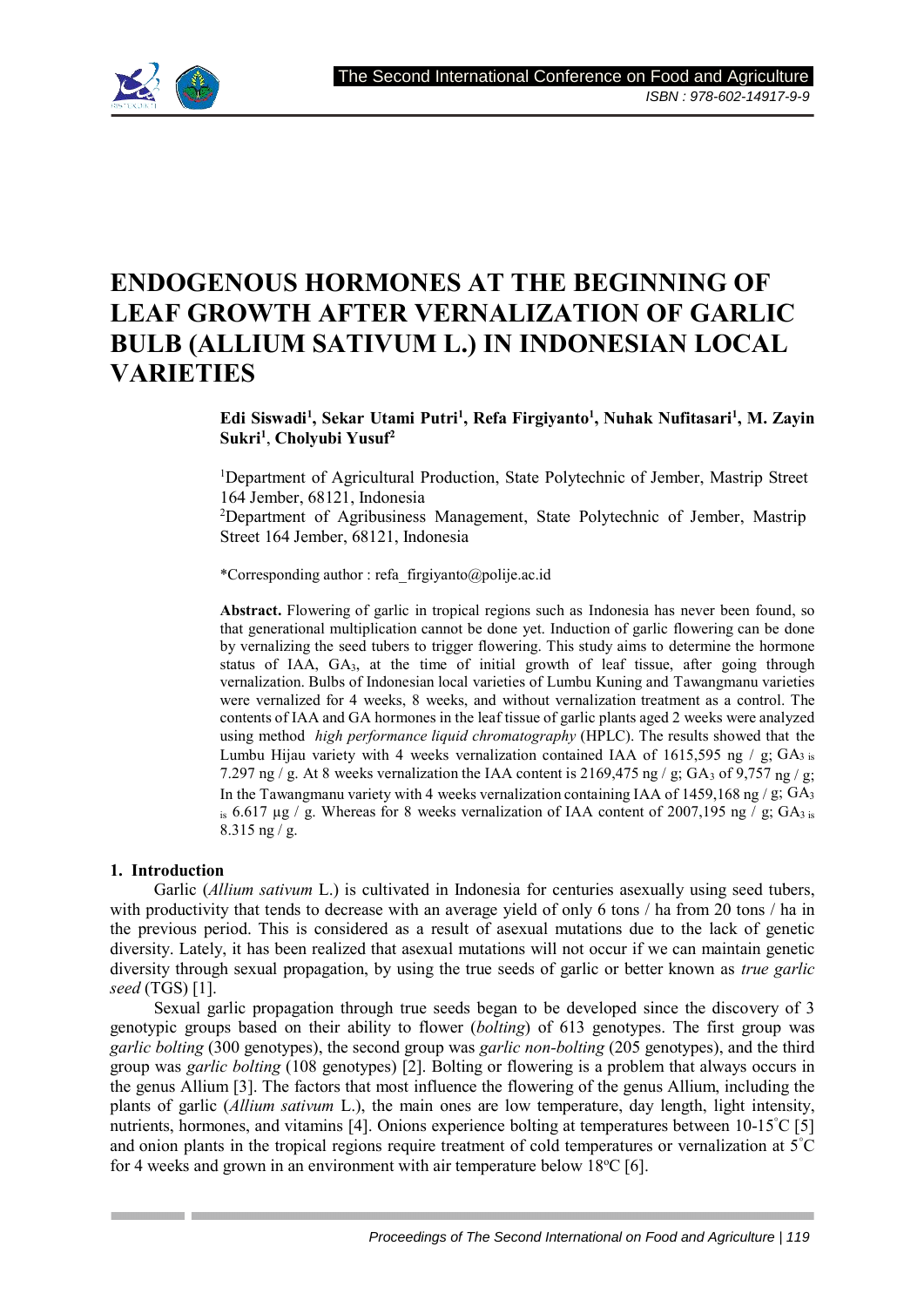# ENDOGENOUS HORMONES AT THE BEGINNING OF LEAF GROWTH AFTER VERNALIZATION OF GARLIC BULB (ALLIUM SATIVUM L.) IN INDONESIAN LOCAL VARIETIES

**Edi Siswadi[1], Sekar Utami Putri[1], Refa Firgiyanto[1], Nuhak Nufitasari[1], M. Zayin Sukri[1], Cholyubi Yusuf[2]**

[1]Department of Agricultural Production, State Polytechnic of Jember, Mastrip Street 164 Jember, 68121, Indonesia
[2]Department of Agribusiness Management, State Polytechnic of Jember, Mastrip Street 164 Jember, 68121, Indonesia

*Corresponding author : refa_firgiyanto@polije.ac.id

**Abstract.** Flowering of garlic in tropical regions such as Indonesia has never been found, so that generational multiplication cannot be done yet. Induction of garlic flowering can be done by vernalizing the seed tubers to trigger flowering. This study aims to determine the hormone status of IAA, $GA_3$, at the time of initial growth of leaf tissue, after going through vernalization. Bulbs of Indonesian local varieties of Lumbu Kuning and Tawangmanu varieties were vernalized for 4 weeks, 8 weeks, and without vernalization treatment as a control. The contents of IAA and GA hormones in the leaf tissue of garlic plants aged 2 weeks were analyzed using method *high performance liquid chromatography* (HPLC). The results showed that the Lumbu Hijau variety with 4 weeks vernalization contained IAA of 1615,595 ng / g; $GA_3$ is 7.297 ng / g. At 8 weeks vernalization the IAA content is 2169,475 ng / g; $GA_3$ of 9,757 ng / g; In the Tawangmanu variety with 4 weeks vernalization containing IAA of 1459,168 ng / g; $GA_3$ is 6.617 µg / g. Whereas for 8 weeks vernalization of IAA content of 2007,195 ng / g; $GA_3$ is 8.315 ng / g.

## 1. Introduction

Garlic (*Allium sativum* L.) is cultivated in Indonesia for centuries asexually using seed tubers, with productivity that tends to decrease with an average yield of only 6 tons / ha from 20 tons / ha in the previous period. This is considered as a result of asexual mutations due to the lack of genetic diversity. Lately, it has been realized that asexual mutations will not occur if we can maintain genetic diversity through sexual propagation, by using the true seeds of garlic or better known as *true garlic seed* (TGS) [1].

Sexual garlic propagation through true seeds began to be developed since the discovery of 3 genotypic groups based on their ability to flower (*bolting*) of 613 genotypes. The first group was *garlic bolting* (300 genotypes), the second group was *garlic non-bolting* (205 genotypes), and the third group was *garlic bolting* (108 genotypes) [2]. Bolting or flowering is a problem that always occurs in the genus Allium [3]. The factors that most influence the flowering of the genus Allium, including the plants of garlic (*Allium sativum* L.), the main ones are low temperature, day length, light intensity, nutrients, hormones, and vitamins [4]. Onions experience bolting at temperatures between 10-15°C [5] and onion plants in the tropical regions require treatment of cold temperatures or vernalization at 5°C for 4 weeks and grown in an environment with air temperature below 18°C [6].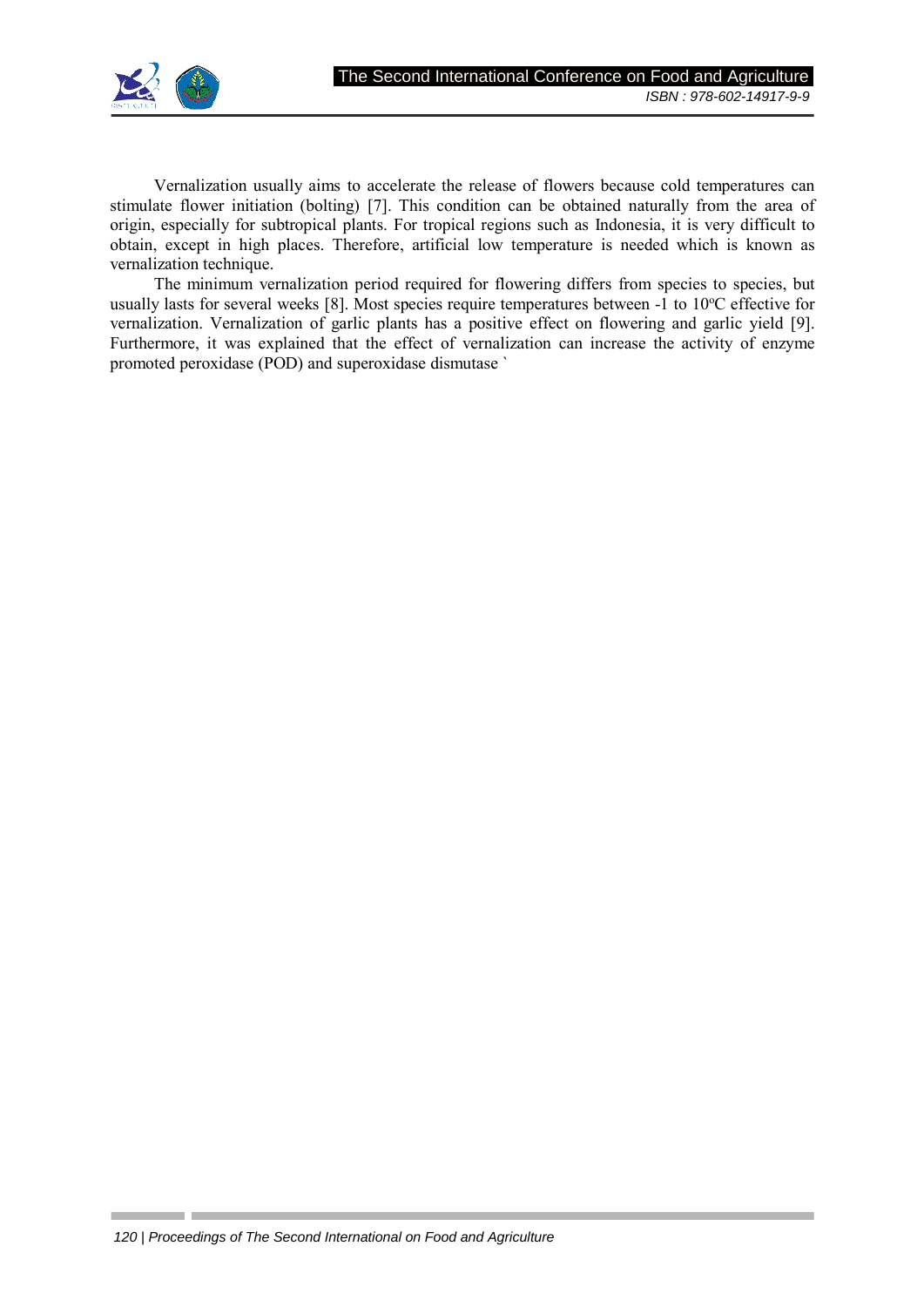Vernalization usually aims to accelerate the release of flowers because cold temperatures can stimulate flower initiation (bolting) [7]. This condition can be obtained naturally from the area of origin, especially for subtropical plants. For tropical regions such as Indonesia, it is very difficult to obtain, except in high places. Therefore, artificial low temperature is needed which is known as vernalization technique.

The minimum vernalization period required for flowering differs from species to species, but usually lasts for several weeks [8]. Most species require temperatures between -1 to 10$^{o}$C effective for vernalization. Vernalization of garlic plants has a positive effect on flowering and garlic yield [9]. Furthermore, it was explained that the effect of vernalization can increase the activity of enzyme promoted peroxidase (POD) and superoxidase dismutase `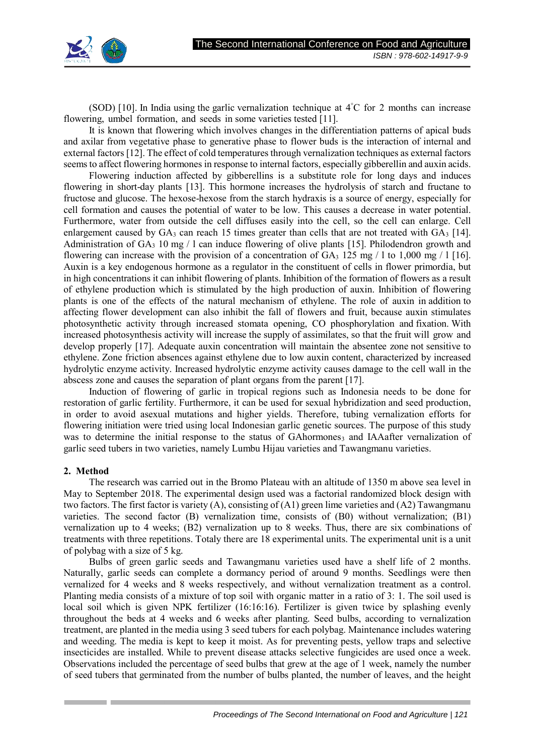(SOD) [10]. In India using the garlic vernalization technique at 4°C for 2 months can increase flowering, umbel formation, and seeds in some varieties tested [11].

It is known that flowering which involves changes in the differentiation patterns of apical buds and axilar from vegetative phase to generative phase to flower buds is the interaction of internal and external factors [12]. The effect of cold temperatures through vernalization techniques as external factors seems to affect flowering hormones in response to internal factors, especially gibberellin and auxin acids.

Flowering induction affected by gibberellins is a substitute role for long days and induces flowering in short-day plants [13]. This hormone increases the hydrolysis of starch and fructane to fructose and glucose. The hexose-hexose from the starch hydraxis is a source of energy, especially for cell formation and causes the potential of water to be low. This causes a decrease in water potential. Furthermore, water from outside the cell diffuses easily into the cell, so the cell can enlarge. Cell enlargement caused by $GA_3$ can reach 15 times greater than cells that are not treated with $GA_3$ [14]. Administration of $GA_3$ 10 mg / l can induce flowering of olive plants [15]. Philodendron growth and flowering can increase with the provision of a concentration of $GA_3$ 125 mg / l to 1,000 mg / l [16]. Auxin is a key endogenous hormone as a regulator in the constituent of cells in flower primordia, but in high concentrations it can inhibit flowering of plants. Inhibition of the formation of flowers as a result of ethylene production which is stimulated by the high production of auxin. Inhibition of flowering plants is one of the effects of the natural mechanism of ethylene. The role of auxin in addition to affecting flower development can also inhibit the fall of flowers and fruit, because auxin stimulates photosynthetic activity through increased stomata opening, CO phosphorylation and fixation. With increased photosynthesis activity will increase the supply of assimilates, so that the fruit will grow and develop properly [17]. Adequate auxin concentration will maintain the absentee zone not sensitive to ethylene. Zone friction absences against ethylene due to low auxin content, characterized by increased hydrolytic enzyme activity. Increased hydrolytic enzyme activity causes damage to the cell wall in the abscess zone and causes the separation of plant organs from the parent [17].

Induction of flowering of garlic in tropical regions such as Indonesia needs to be done for restoration of garlic fertility. Furthermore, it can be used for sexual hybridization and seed production, in order to avoid asexual mutations and higher yields. Therefore, tubing vernalization efforts for flowering initiation were tried using local Indonesian garlic genetic sources. The purpose of this study was to determine the initial response to the status of GAhormones$_3$ and IAAafter vernalization of garlic seed tubers in two varieties, namely Lumbu Hijau varieties and Tawangmanu varieties.

## 2. Method

The research was carried out in the Bromo Plateau with an altitude of 1350 m above sea level in May to September 2018. The experimental design used was a factorial randomized block design with two factors. The first factor is variety (A), consisting of (A1) green lime varieties and (A2) Tawangmanu varieties. The second factor (B) vernalization time, consists of (B0) without vernalization; (B1) vernalization up to 4 weeks; (B2) vernalization up to 8 weeks. Thus, there are six combinations of treatments with three repetitions. Totaly there are 18 experimental units. The experimental unit is a unit of polybag with a size of 5 kg.

Bulbs of green garlic seeds and Tawangmanu varieties used have a shelf life of 2 months. Naturally, garlic seeds can complete a dormancy period of around 9 months. Seedlings were then vernalized for 4 weeks and 8 weeks respectively, and without vernalization treatment as a control. Planting media consists of a mixture of top soil with organic matter in a ratio of 3: 1. The soil used is local soil which is given NPK fertilizer (16:16:16). Fertilizer is given twice by splashing evenly throughout the beds at 4 weeks and 6 weeks after planting. Seed bulbs, according to vernalization treatment, are planted in the media using 3 seed tubers for each polybag. Maintenance includes watering and weeding. The media is kept to keep it moist. As for preventing pests, yellow traps and selective insecticides are installed. While to prevent disease attacks selective fungicides are used once a week. Observations included the percentage of seed bulbs that grew at the age of 1 week, namely the number of seed tubers that germinated from the number of bulbs planted, the number of leaves, and the height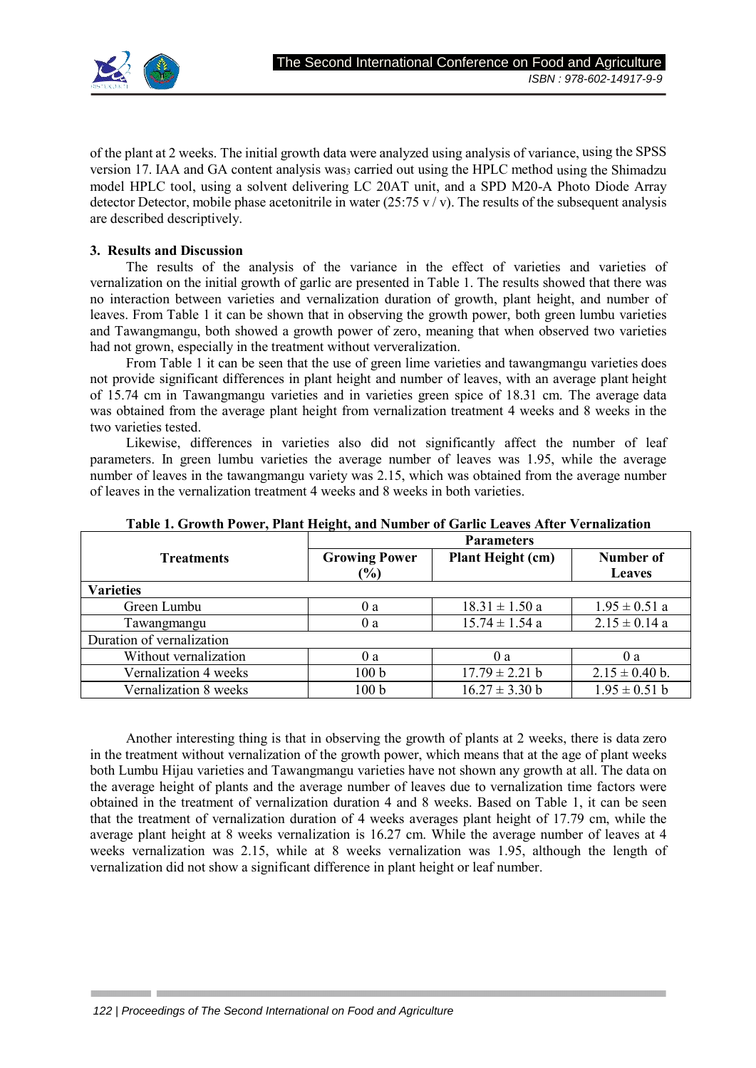of the plant at 2 weeks. The initial growth data were analyzed using analysis of variance, using the SPSS version 17. IAA and GA content analysis was₃ carried out using the HPLC method using the Shimadzu model HPLC tool, using a solvent delivering LC 20AT unit, and a SPD M20-A Photo Diode Array detector Detector, mobile phase acetonitrile in water (25:75 v / v). The results of the subsequent analysis are described descriptively.

### 3. Results and Discussion

The results of the analysis of the variance in the effect of varieties and varieties of vernalization on the initial growth of garlic are presented in Table 1. The results showed that there was no interaction between varieties and vernalization duration of growth, plant height, and number of leaves. From Table 1 it can be shown that in observing the growth power, both green lumbu varieties and Tawangmangu, both showed a growth power of zero, meaning that when observed two varieties had not grown, especially in the treatment without ververalization.

From Table 1 it can be seen that the use of green lime varieties and tawangmangu varieties does not provide significant differences in plant height and number of leaves, with an average plant height of 15.74 cm in Tawangmangu varieties and in varieties green spice of 18.31 cm. The average data was obtained from the average plant height from vernalization treatment 4 weeks and 8 weeks in the two varieties tested.

Likewise, differences in varieties also did not significantly affect the number of leaf parameters. In green lumbu varieties the average number of leaves was 1.95, while the average number of leaves in the tawangmangu variety was 2.15, which was obtained from the average number of leaves in the vernalization treatment 4 weeks and 8 weeks in both varieties.

**Table 1. Growth Power, Plant Height, and Number of Garlic Leaves After Vernalization**

| Treatments | Parameters | | |
|---|---|---|---|
| | **Growing Power (%)** | **Plant Height (cm)** | **Number of Leaves** |
| **Varieties** | | | |
| Green Lumbu | 0 a | 18.31 ± 1.50 a | 1.95 ± 0.51 a |
| Tawangmangu | 0 a | 15.74 ± 1.54 a | 2.15 ± 0.14 a |
| Duration of vernalization | | | |
| Without vernalization | 0 a | 0 a | 0 a |
| Vernalization 4 weeks | 100 b | 17.79 ± 2.21 b | 2.15 ± 0.40 b. |
| Vernalization 8 weeks | 100 b | 16.27 ± 3.30 b | 1.95 ± 0.51 b |

Another interesting thing is that in observing the growth of plants at 2 weeks, there is data zero in the treatment without vernalization of the growth power, which means that at the age of plant weeks both Lumbu Hijau varieties and Tawangmangu varieties have not shown any growth at all. The data on the average height of plants and the average number of leaves due to vernalization time factors were obtained in the treatment of vernalization duration 4 and 8 weeks. Based on Table 1, it can be seen that the treatment of vernalization duration of 4 weeks averages plant height of 17.79 cm, while the average plant height at 8 weeks vernalization is 16.27 cm. While the average number of leaves at 4 weeks vernalization was 2.15, while at 8 weeks vernalization was 1.95, although the length of vernalization did not show a significant difference in plant height or leaf number.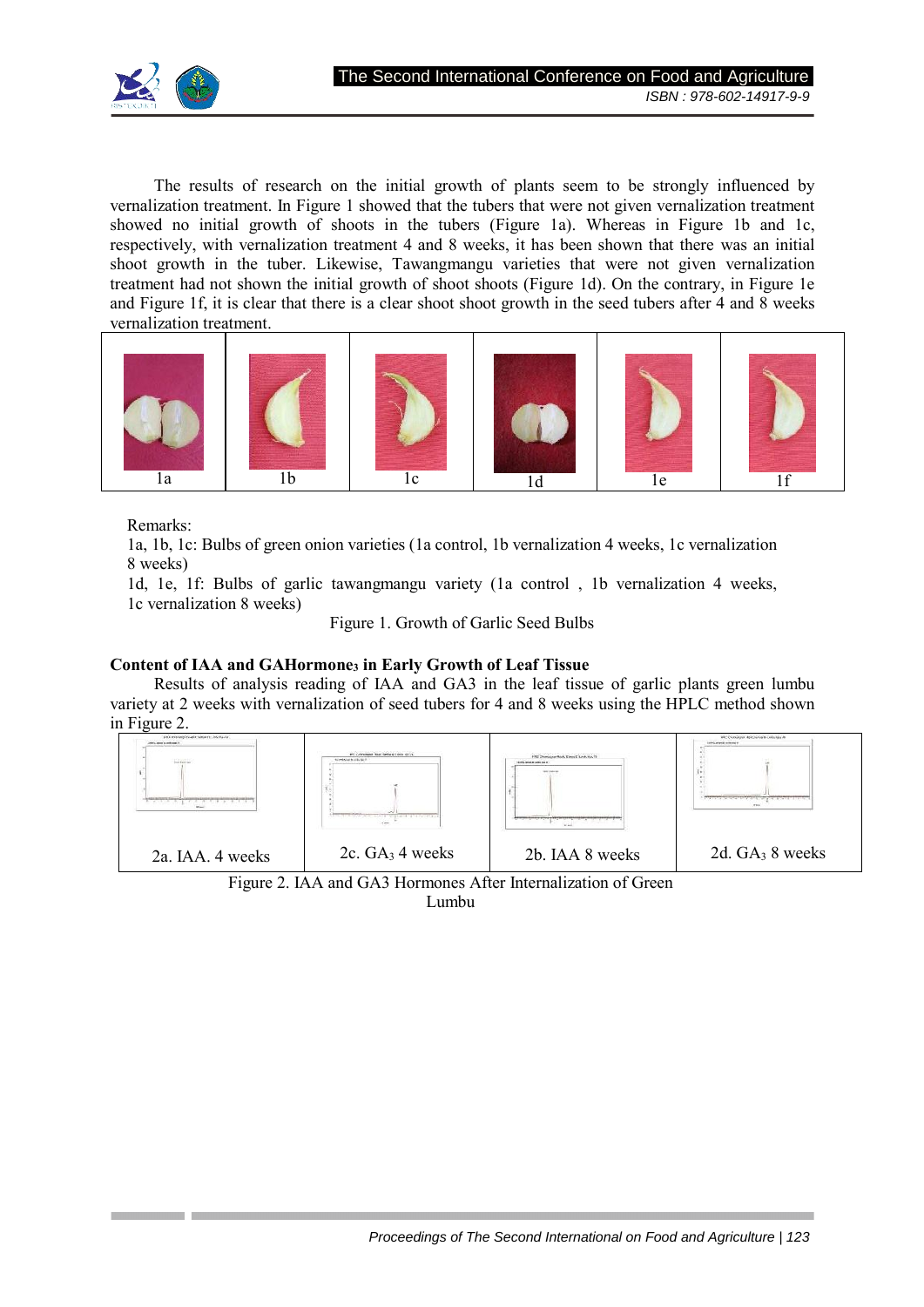The results of research on the initial growth of plants seem to be strongly influenced by vernalization treatment. In Figure 1 showed that the tubers that were not given vernalization treatment showed no initial growth of shoots in the tubers (Figure 1a). Whereas in Figure 1b and 1c, respectively, with vernalization treatment 4 and 8 weeks, it has been shown that there was an initial shoot growth in the tuber. Likewise, Tawangmangu varieties that were not given vernalization treatment had not shown the initial growth of shoot shoots (Figure 1d). On the contrary, in Figure 1e and Figure 1f, it is clear that there is a clear shoot shoot growth in the seed tubers after 4 and 8 weeks vernalization treatment.

| 1a | 1b | 1c | 1d | 1e | 1f |
|---|---|---|---|---|---|

Remarks:
1a, 1b, 1c: Bulbs of green onion varieties (1a control, 1b vernalization 4 weeks, 1c vernalization 8 weeks)
1d, 1e, 1f: Bulbs of garlic tawangmangu variety (1a control , 1b vernalization 4 weeks, 1c vernalization 8 weeks)

Figure 1. Growth of Garlic Seed Bulbs

**Content of IAA and GAHormone$_3$ in Early Growth of Leaf Tissue**

Results of analysis reading of IAA and GA3 in the leaf tissue of garlic plants green lumbu variety at 2 weeks with vernalization of seed tubers for 4 and 8 weeks using the HPLC method shown in Figure 2.

| 2a. IAA. 4 weeks | 2c. $GA_3$ 4 weeks | 2b. IAA 8 weeks | 2d. $GA_3$ 8 weeks |
|---|---|---|---|

Figure 2. IAA and GA3 Hormones After Internalization of Green Lumbu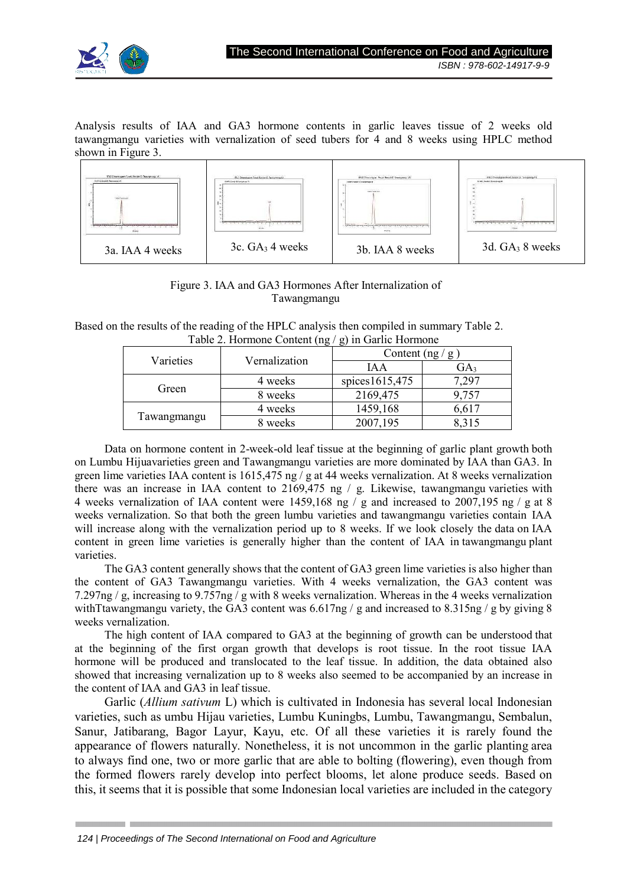Analysis results of IAA and GA3 hormone contents in garlic leaves tissue of 2 weeks old tawangmangu varieties with vernalization of seed tubers for 4 and 8 weeks using HPLC method shown in Figure 3.

| 3a. IAA 4 weeks | 3c. $GA_3$ 4 weeks | 3b. IAA 8 weeks | 3d. $GA_3$ 8 weeks |
|---|---|---|---|

Figure 3. IAA and GA3 Hormones After Internalization of Tawangmangu

Based on the results of the reading of the HPLC analysis then compiled in summary Table 2.

Table 2. Hormone Content (ng / g) in Garlic Hormone

| Varieties | Vernalization | Content (ng / g ) | |
|---|---|---|---|
| | | IAA | $GA_3$ |
| Green | 4 weeks | spices1615,475 | 7,297 |
| | 8 weeks | 2169,475 | 9,757 |
| Tawangmangu | 4 weeks | 1459,168 | 6,617 |
| | 8 weeks | 2007,195 | 8,315 |

Data on hormone content in 2-week-old leaf tissue at the beginning of garlic plant growth both on Lumbu Hijuavarieties green and Tawangmangu varieties are more dominated by IAA than GA3. In green lime varieties IAA content is 1615,475 ng / g at 44 weeks vernalization. At 8 weeks vernalization there was an increase in IAA content to 2169,475 ng / g. Likewise, tawangmangu varieties with 4 weeks vernalization of IAA content were 1459,168 ng / g and increased to 2007,195 ng / g at 8 weeks vernalization. So that both the green lumbu varieties and tawangmangu varieties contain IAA will increase along with the vernalization period up to 8 weeks. If we look closely the data on IAA content in green lime varieties is generally higher than the content of IAA in tawangmangu plant varieties.

The GA3 content generally shows that the content of GA3 green lime varieties is also higher than the content of GA3 Tawangmangu varieties. With 4 weeks vernalization, the GA3 content was 7.297ng / g, increasing to 9.757ng / g with 8 weeks vernalization. Whereas in the 4 weeks vernalization withTtawangmangu variety, the GA3 content was 6.617ng / g and increased to 8.315ng / g by giving 8 weeks vernalization.

The high content of IAA compared to GA3 at the beginning of growth can be understood that at the beginning of the first organ growth that develops is root tissue. In the root tissue IAA hormone will be produced and translocated to the leaf tissue. In addition, the data obtained also showed that increasing vernalization up to 8 weeks also seemed to be accompanied by an increase in the content of IAA and GA3 in leaf tissue.

Garlic (*Allium sativum* L) which is cultivated in Indonesia has several local Indonesian varieties, such as umbu Hijau varieties, Lumbu Kuningbs, Lumbu, Tawangmangu, Sembalun, Sanur, Jatibarang, Bagor Layur, Kayu, etc. Of all these varieties it is rarely found the appearance of flowers naturally. Nonetheless, it is not uncommon in the garlic planting area to always find one, two or more garlic that are able to bolting (flowering), even though from the formed flowers rarely develop into perfect blooms, let alone produce seeds. Based on this, it seems that it is possible that some Indonesian local varieties are included in the category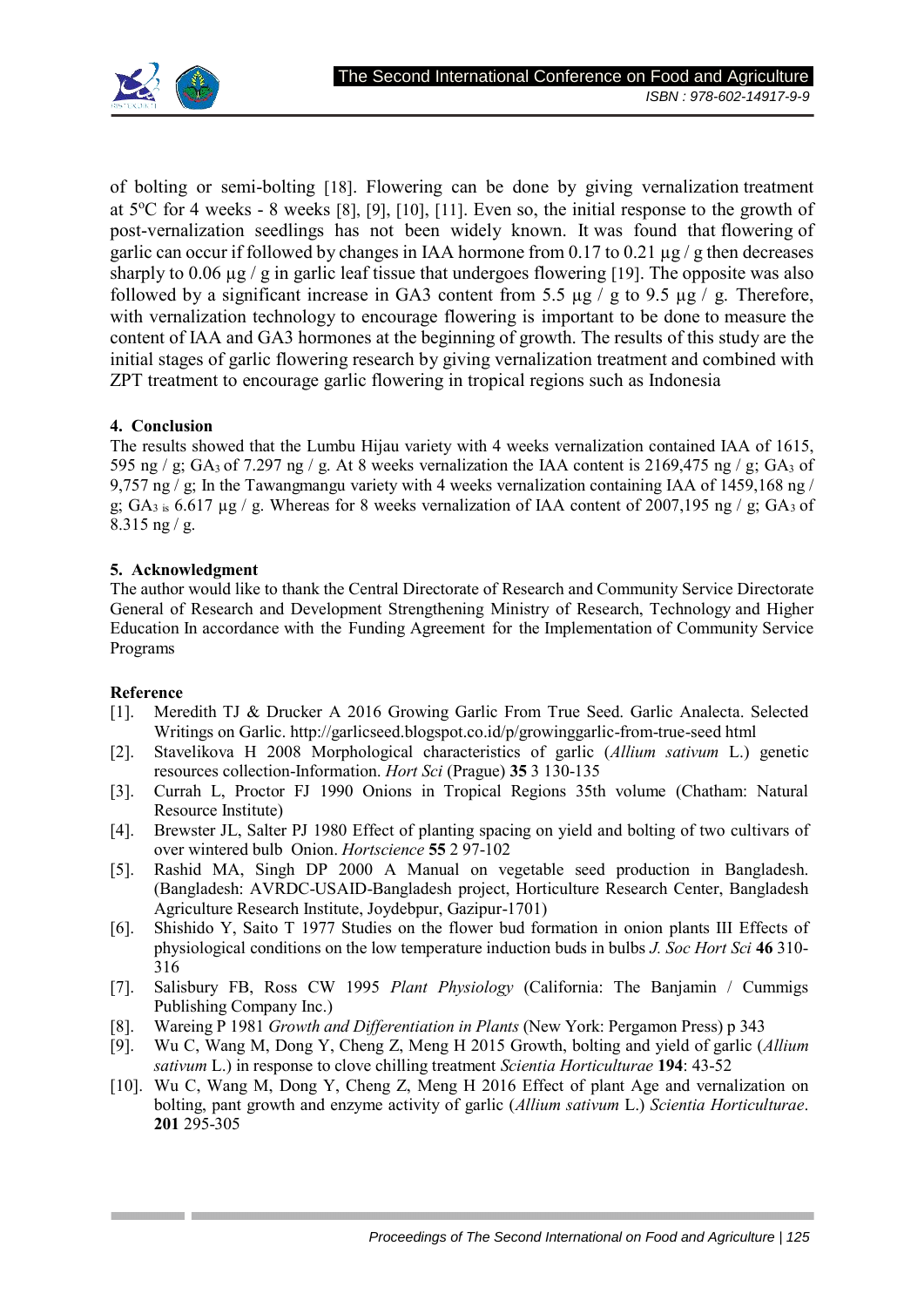of bolting or semi-bolting [18]. Flowering can be done by giving vernalization treatment at 5°C for 4 weeks - 8 weeks [8], [9], [10], [11]. Even so, the initial response to the growth of post-vernalization seedlings has not been widely known. It was found that flowering of garlic can occur if followed by changes in IAA hormone from 0.17 to 0.21 µg / g then decreases sharply to 0.06 µg / g in garlic leaf tissue that undergoes flowering [19]. The opposite was also followed by a significant increase in GA3 content from 5.5 µg / g to 9.5 µg / g. Therefore, with vernalization technology to encourage flowering is important to be done to measure the content of IAA and GA3 hormones at the beginning of growth. The results of this study are the initial stages of garlic flowering research by giving vernalization treatment and combined with ZPT treatment to encourage garlic flowering in tropical regions such as Indonesia

## 4. Conclusion

The results showed that the Lumbu Hijau variety with 4 weeks vernalization contained IAA of 1615, 595 ng / g; $GA_3$ of 7.297 ng / g. At 8 weeks vernalization the IAA content is 2169,475 ng / g; $GA_3$ of 9,757 ng / g; In the Tawangmangu variety with 4 weeks vernalization containing IAA of 1459,168 ng / g; $GA_3$ is 6.617 µg / g. Whereas for 8 weeks vernalization of IAA content of 2007,195 ng / g; $GA_3$ of 8.315 ng / g.

## 5. Acknowledgment

The author would like to thank the Central Directorate of Research and Community Service Directorate General of Research and Development Strengthening Ministry of Research, Technology and Higher Education In accordance with the Funding Agreement for the Implementation of Community Service Programs

## Reference

[1]. Meredith TJ & Drucker A 2016 Growing Garlic From True Seed. Garlic Analecta. Selected Writings on Garlic. http://garlicseed.blogspot.co.id/p/growinggarlic-from-true-seed html

[2]. Stavelikova H 2008 Morphological characteristics of garlic (*Allium sativum* L.) genetic resources collection-Information. *Hort Sci* (Prague) **35** 3 130-135

[3]. Currah L, Proctor FJ 1990 Onions in Tropical Regions 35th volume (Chatham: Natural Resource Institute)

[4]. Brewster JL, Salter PJ 1980 Effect of planting spacing on yield and bolting of two cultivars of over wintered bulb Onion. *Hortscience* **55** 2 97-102

[5]. Rashid MA, Singh DP 2000 A Manual on vegetable seed production in Bangladesh. (Bangladesh: AVRDC-USAID-Bangladesh project, Horticulture Research Center, Bangladesh Agriculture Research Institute, Joydebpur, Gazipur-1701)

[6]. Shishido Y, Saito T 1977 Studies on the flower bud formation in onion plants III Effects of physiological conditions on the low temperature induction buds in bulbs *J. Soc Hort Sci* **46** 310-316

[7]. Salisbury FB, Ross CW 1995 *Plant Physiology* (California: The Banjamin / Cummigs Publishing Company Inc.)

[8]. Wareing P 1981 *Growth and Differentiation in Plants* (New York: Pergamon Press) p 343

[9]. Wu C, Wang M, Dong Y, Cheng Z, Meng H 2015 Growth, bolting and yield of garlic (*Allium sativum* L.) in response to clove chilling treatment *Scientia Horticulturae* **194**: 43-52

[10]. Wu C, Wang M, Dong Y, Cheng Z, Meng H 2016 Effect of plant Age and vernalization on bolting, pant growth and enzyme activity of garlic (*Allium sativum* L.) *Scientia Horticulturae*. **201** 295-305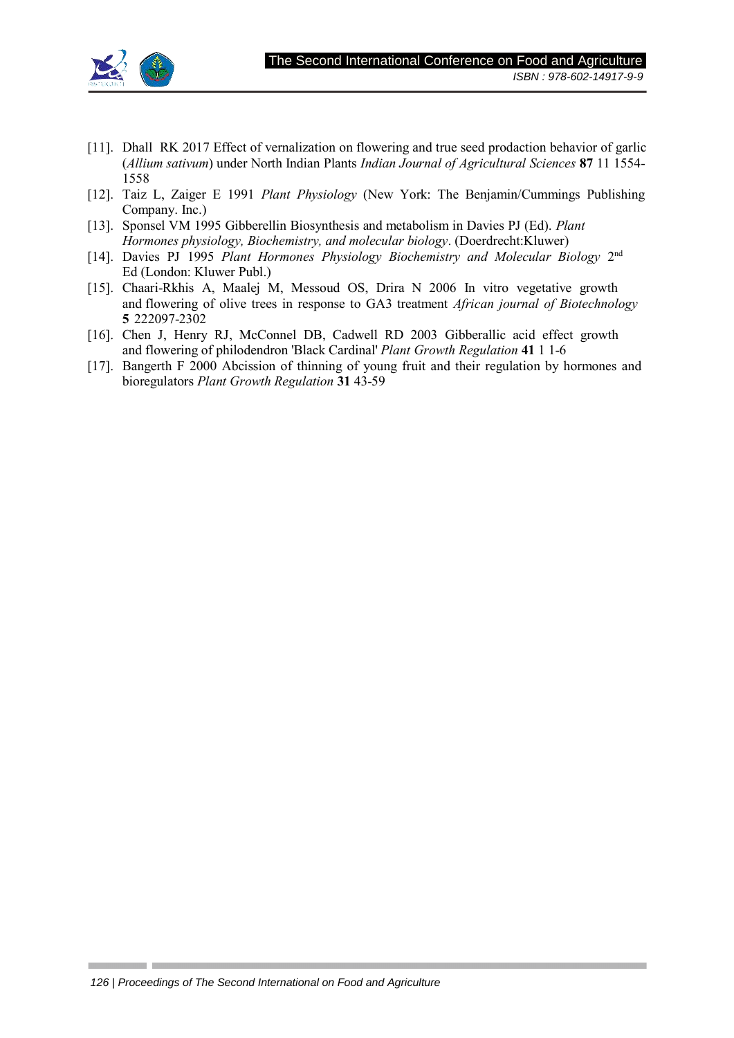[11]. Dhall RK 2017 Effect of vernalization on flowering and true seed prodaction behavior of garlic (*Allium sativum*) under North Indian Plants *Indian Journal of Agricultural Sciences* **87** 11 1554-1558

[12]. Taiz L, Zaiger E 1991 *Plant Physiology* (New York: The Benjamin/Cummings Publishing Company. Inc.)

[13]. Sponsel VM 1995 Gibberellin Biosynthesis and metabolism in Davies PJ (Ed). *Plant Hormones physiology, Biochemistry, and molecular biology*. (Doerdrecht:Kluwer)

[14]. Davies PJ 1995 *Plant Hormones Physiology Biochemistry and Molecular Biology* 2nd Ed (London: Kluwer Publ.)

[15]. Chaari-Rkhis A, Maalej M, Messoud OS, Drira N 2006 In vitro vegetative growth and flowering of olive trees in response to GA3 treatment *African journal of Biotechnology* **5** 222097-2302

[16]. Chen J, Henry RJ, McConnel DB, Cadwell RD 2003 Gibberallic acid effect growth and flowering of philodendron 'Black Cardinal' *Plant Growth Regulation* **41** 1 1-6

[17]. Bangerth F 2000 Abcission of thinning of young fruit and their regulation by hormones and bioregulators *Plant Growth Regulation* **31** 43-59